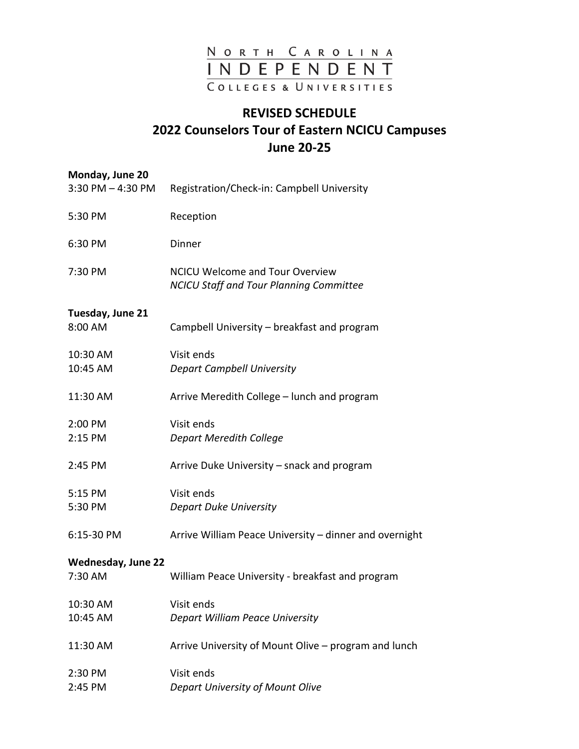North Carolina
INDEPENDENT
Colleges & Universities

# REVISED SCHEDULE
# 2022 Counselors Tour of Eastern NCICU Campuses
# June 20-25

**Monday, June 20**

| | |
|---|---|
| 3:30 PM – 4:30 PM | Registration/Check-in: Campbell University |
| 5:30 PM | Reception |
| 6:30 PM | Dinner |
| 7:30 PM | NCICU Welcome and Tour Overview<br>*NCICU Staff and Tour Planning Committee* |

**Tuesday, June 21**

| | |
|---|---|
| 8:00 AM | Campbell University – breakfast and program |
| 10:30 AM | Visit ends |
| 10:45 AM | *Depart Campbell University* |
| 11:30 AM | Arrive Meredith College – lunch and program |
| 2:00 PM | Visit ends |
| 2:15 PM | *Depart Meredith College* |
| 2:45 PM | Arrive Duke University – snack and program |
| 5:15 PM | Visit ends |
| 5:30 PM | *Depart Duke University* |
| 6:15-30 PM | Arrive William Peace University – dinner and overnight |

**Wednesday, June 22**

| | |
|---|---|
| 7:30 AM | William Peace University - breakfast and program |
| 10:30 AM | Visit ends |
| 10:45 AM | *Depart William Peace University* |
| 11:30 AM | Arrive University of Mount Olive – program and lunch |
| 2:30 PM | Visit ends |
| 2:45 PM | *Depart University of Mount Olive* |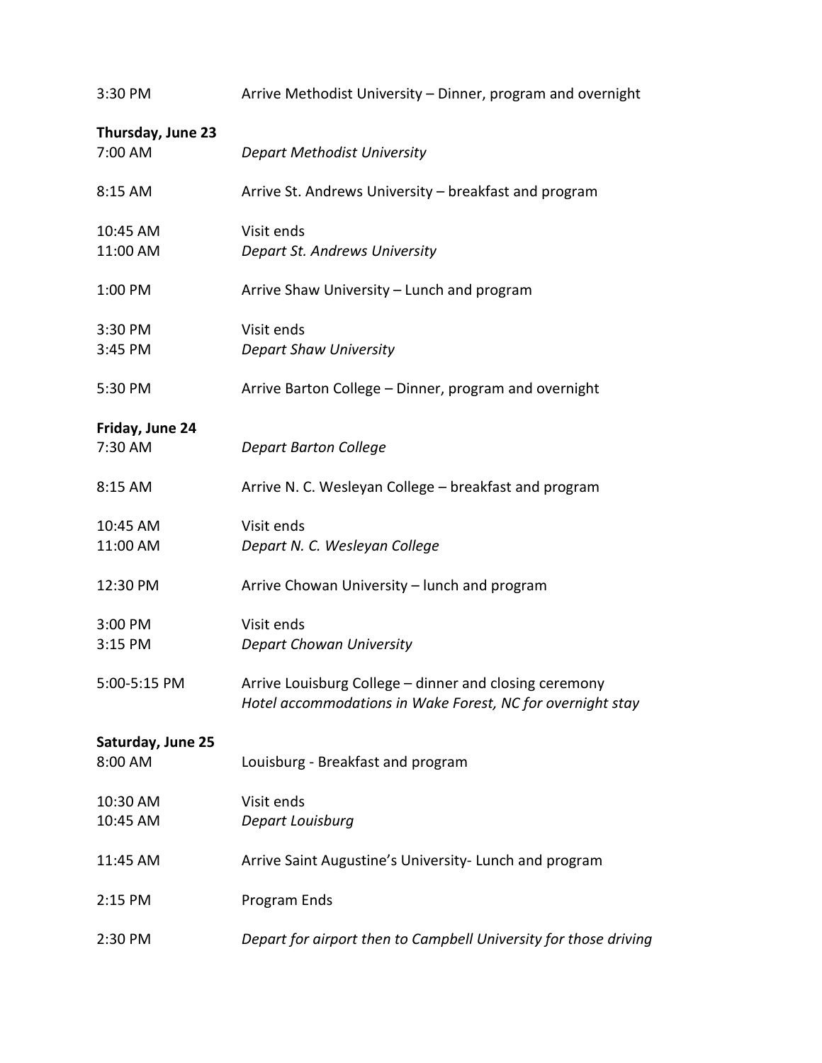| | |
|---|---|
| 3:30 PM | Arrive Methodist University – Dinner, program and overnight |

**Thursday, June 23**

| | |
|---|---|
| 7:00 AM | *Depart Methodist University* |
| 8:15 AM | Arrive St. Andrews University – breakfast and program |
| 10:45 AM | Visit ends |
| 11:00 AM | *Depart St. Andrews University* |
| 1:00 PM | Arrive Shaw University – Lunch and program |
| 3:30 PM | Visit ends |
| 3:45 PM | *Depart Shaw University* |
| 5:30 PM | Arrive Barton College – Dinner, program and overnight |

**Friday, June 24**

| | |
|---|---|
| 7:30 AM | *Depart Barton College* |
| 8:15 AM | Arrive N. C. Wesleyan College – breakfast and program |
| 10:45 AM | Visit ends |
| 11:00 AM | *Depart N. C. Wesleyan College* |
| 12:30 PM | Arrive Chowan University – lunch and program |
| 3:00 PM | Visit ends |
| 3:15 PM | *Depart Chowan University* |
| 5:00-5:15 PM | Arrive Louisburg College – dinner and closing ceremony<br>*Hotel accommodations in Wake Forest, NC for overnight stay* |

**Saturday, June 25**

| | |
|---|---|
| 8:00 AM | Louisburg - Breakfast and program |
| 10:30 AM | Visit ends |
| 10:45 AM | *Depart Louisburg* |
| 11:45 AM | Arrive Saint Augustine's University- Lunch and program |
| 2:15 PM | Program Ends |
| 2:30 PM | *Depart for airport then to Campbell University for those driving* |